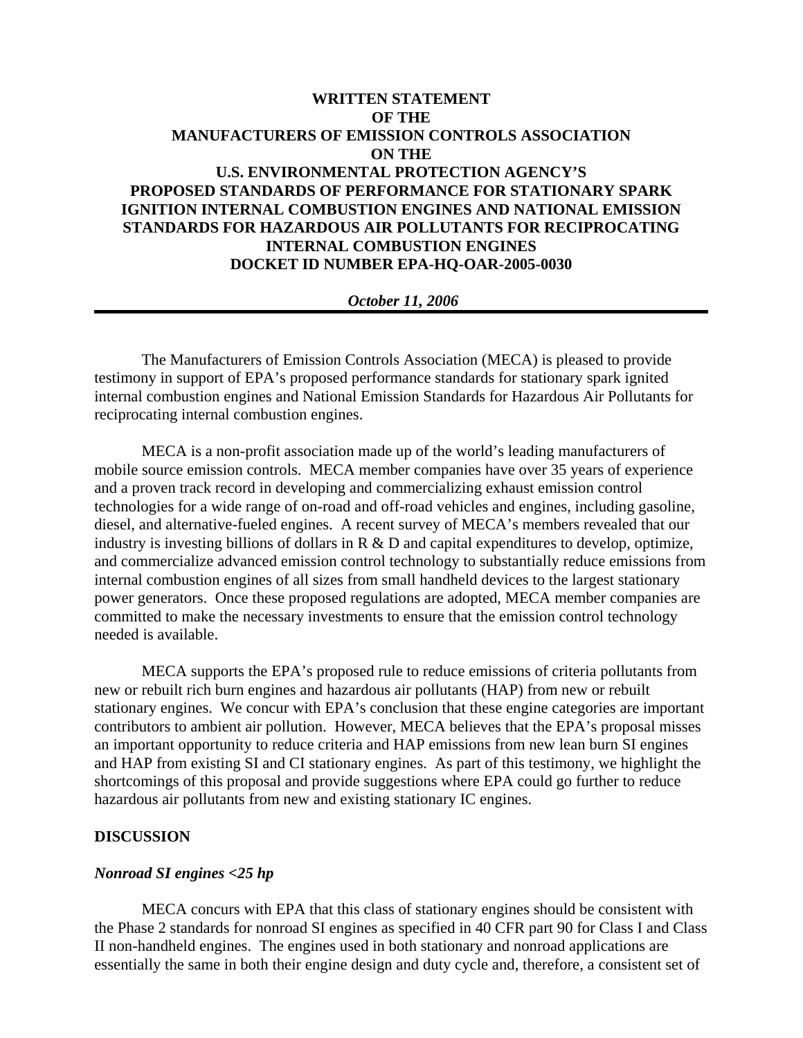# WRITTEN STATEMENT OF THE MANUFACTURERS OF EMISSION CONTROLS ASSOCIATION ON THE U.S. ENVIRONMENTAL PROTECTION AGENCY'S PROPOSED STANDARDS OF PERFORMANCE FOR STATIONARY SPARK IGNITION INTERNAL COMBUSTION ENGINES AND NATIONAL EMISSION STANDARDS FOR HAZARDOUS AIR POLLUTANTS FOR RECIPROCATING INTERNAL COMBUSTION ENGINES DOCKET ID NUMBER EPA-HQ-OAR-2005-0030

***October 11, 2006***

---

The Manufacturers of Emission Controls Association (MECA) is pleased to provide testimony in support of EPA's proposed performance standards for stationary spark ignited internal combustion engines and National Emission Standards for Hazardous Air Pollutants for reciprocating internal combustion engines.

MECA is a non-profit association made up of the world's leading manufacturers of mobile source emission controls. MECA member companies have over 35 years of experience and a proven track record in developing and commercializing exhaust emission control technologies for a wide range of on-road and off-road vehicles and engines, including gasoline, diesel, and alternative-fueled engines. A recent survey of MECA's members revealed that our industry is investing billions of dollars in R & D and capital expenditures to develop, optimize, and commercialize advanced emission control technology to substantially reduce emissions from internal combustion engines of all sizes from small handheld devices to the largest stationary power generators. Once these proposed regulations are adopted, MECA member companies are committed to make the necessary investments to ensure that the emission control technology needed is available.

MECA supports the EPA's proposed rule to reduce emissions of criteria pollutants from new or rebuilt rich burn engines and hazardous air pollutants (HAP) from new or rebuilt stationary engines. We concur with EPA's conclusion that these engine categories are important contributors to ambient air pollution. However, MECA believes that the EPA's proposal misses an important opportunity to reduce criteria and HAP emissions from new lean burn SI engines and HAP from existing SI and CI stationary engines. As part of this testimony, we highlight the shortcomings of this proposal and provide suggestions where EPA could go further to reduce hazardous air pollutants from new and existing stationary IC engines.

## DISCUSSION

### *Nonroad SI engines <25 hp*

MECA concurs with EPA that this class of stationary engines should be consistent with the Phase 2 standards for nonroad SI engines as specified in 40 CFR part 90 for Class I and Class II non-handheld engines. The engines used in both stationary and nonroad applications are essentially the same in both their engine design and duty cycle and, therefore, a consistent set of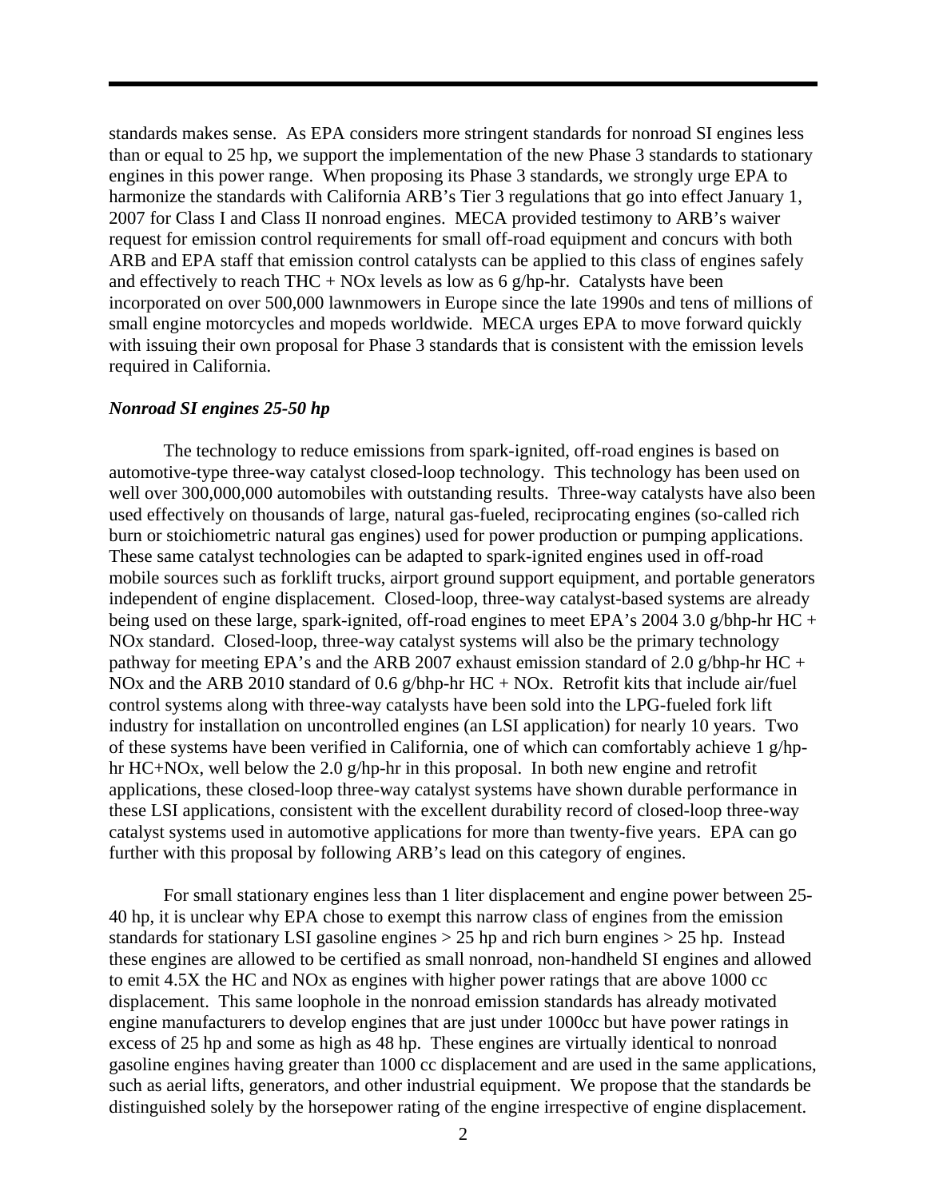standards makes sense. As EPA considers more stringent standards for nonroad SI engines less than or equal to 25 hp, we support the implementation of the new Phase 3 standards to stationary engines in this power range. When proposing its Phase 3 standards, we strongly urge EPA to harmonize the standards with California ARB's Tier 3 regulations that go into effect January 1, 2007 for Class I and Class II nonroad engines. MECA provided testimony to ARB's waiver request for emission control requirements for small off-road equipment and concurs with both ARB and EPA staff that emission control catalysts can be applied to this class of engines safely and effectively to reach THC + NOx levels as low as 6 g/hp-hr. Catalysts have been incorporated on over 500,000 lawnmowers in Europe since the late 1990s and tens of millions of small engine motorcycles and mopeds worldwide. MECA urges EPA to move forward quickly with issuing their own proposal for Phase 3 standards that is consistent with the emission levels required in California.

***Nonroad SI engines 25-50 hp***

The technology to reduce emissions from spark-ignited, off-road engines is based on automotive-type three-way catalyst closed-loop technology. This technology has been used on well over 300,000,000 automobiles with outstanding results. Three-way catalysts have also been used effectively on thousands of large, natural gas-fueled, reciprocating engines (so-called rich burn or stoichiometric natural gas engines) used for power production or pumping applications. These same catalyst technologies can be adapted to spark-ignited engines used in off-road mobile sources such as forklift trucks, airport ground support equipment, and portable generators independent of engine displacement. Closed-loop, three-way catalyst-based systems are already being used on these large, spark-ignited, off-road engines to meet EPA's 2004 3.0 g/bhp-hr HC + NOx standard. Closed-loop, three-way catalyst systems will also be the primary technology pathway for meeting EPA's and the ARB 2007 exhaust emission standard of 2.0 g/bhp-hr HC + NOx and the ARB 2010 standard of 0.6 g/bhp-hr HC + NOx. Retrofit kits that include air/fuel control systems along with three-way catalysts have been sold into the LPG-fueled fork lift industry for installation on uncontrolled engines (an LSI application) for nearly 10 years. Two of these systems have been verified in California, one of which can comfortably achieve 1 g/hp-hr HC+NOx, well below the 2.0 g/hp-hr in this proposal. In both new engine and retrofit applications, these closed-loop three-way catalyst systems have shown durable performance in these LSI applications, consistent with the excellent durability record of closed-loop three-way catalyst systems used in automotive applications for more than twenty-five years. EPA can go further with this proposal by following ARB's lead on this category of engines.

For small stationary engines less than 1 liter displacement and engine power between 25-40 hp, it is unclear why EPA chose to exempt this narrow class of engines from the emission standards for stationary LSI gasoline engines > 25 hp and rich burn engines > 25 hp. Instead these engines are allowed to be certified as small nonroad, non-handheld SI engines and allowed to emit 4.5X the HC and NOx as engines with higher power ratings that are above 1000 cc displacement. This same loophole in the nonroad emission standards has already motivated engine manufacturers to develop engines that are just under 1000cc but have power ratings in excess of 25 hp and some as high as 48 hp. These engines are virtually identical to nonroad gasoline engines having greater than 1000 cc displacement and are used in the same applications, such as aerial lifts, generators, and other industrial equipment. We propose that the standards be distinguished solely by the horsepower rating of the engine irrespective of engine displacement.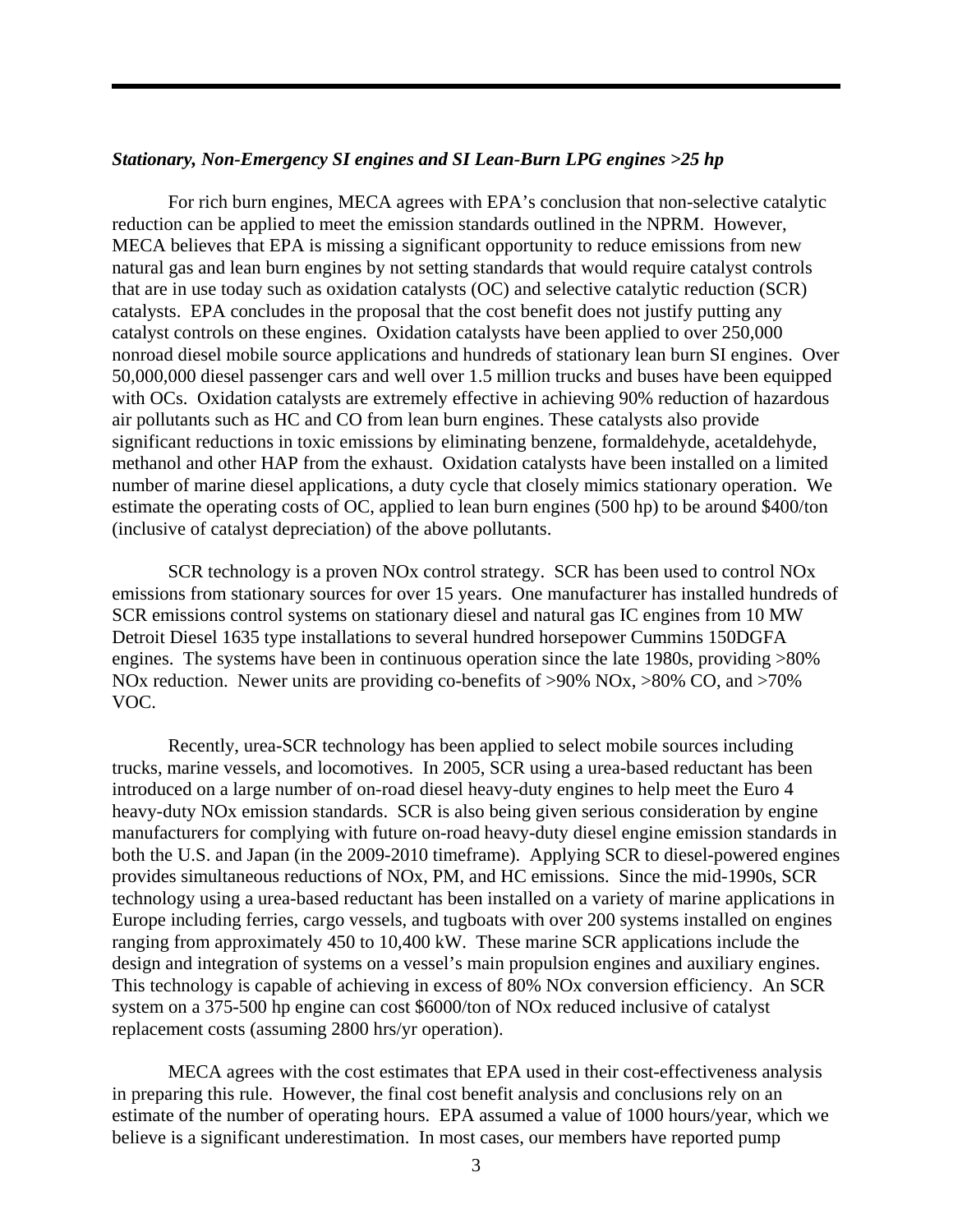*Stationary, Non-Emergency SI engines and SI Lean-Burn LPG engines >25 hp*

For rich burn engines, MECA agrees with EPA's conclusion that non-selective catalytic reduction can be applied to meet the emission standards outlined in the NPRM. However, MECA believes that EPA is missing a significant opportunity to reduce emissions from new natural gas and lean burn engines by not setting standards that would require catalyst controls that are in use today such as oxidation catalysts (OC) and selective catalytic reduction (SCR) catalysts. EPA concludes in the proposal that the cost benefit does not justify putting any catalyst controls on these engines. Oxidation catalysts have been applied to over 250,000 nonroad diesel mobile source applications and hundreds of stationary lean burn SI engines. Over 50,000,000 diesel passenger cars and well over 1.5 million trucks and buses have been equipped with OCs. Oxidation catalysts are extremely effective in achieving 90% reduction of hazardous air pollutants such as HC and CO from lean burn engines. These catalysts also provide significant reductions in toxic emissions by eliminating benzene, formaldehyde, acetaldehyde, methanol and other HAP from the exhaust. Oxidation catalysts have been installed on a limited number of marine diesel applications, a duty cycle that closely mimics stationary operation. We estimate the operating costs of OC, applied to lean burn engines (500 hp) to be around $400/ton (inclusive of catalyst depreciation) of the above pollutants.

SCR technology is a proven NOx control strategy. SCR has been used to control NOx emissions from stationary sources for over 15 years. One manufacturer has installed hundreds of SCR emissions control systems on stationary diesel and natural gas IC engines from 10 MW Detroit Diesel 1635 type installations to several hundred horsepower Cummins 150DGFA engines. The systems have been in continuous operation since the late 1980s, providing >80% NOx reduction. Newer units are providing co-benefits of >90% NOx, >80% CO, and >70% VOC.

Recently, urea-SCR technology has been applied to select mobile sources including trucks, marine vessels, and locomotives. In 2005, SCR using a urea-based reductant has been introduced on a large number of on-road diesel heavy-duty engines to help meet the Euro 4 heavy-duty NOx emission standards. SCR is also being given serious consideration by engine manufacturers for complying with future on-road heavy-duty diesel engine emission standards in both the U.S. and Japan (in the 2009-2010 timeframe). Applying SCR to diesel-powered engines provides simultaneous reductions of NOx, PM, and HC emissions. Since the mid-1990s, SCR technology using a urea-based reductant has been installed on a variety of marine applications in Europe including ferries, cargo vessels, and tugboats with over 200 systems installed on engines ranging from approximately 450 to 10,400 kW. These marine SCR applications include the design and integration of systems on a vessel's main propulsion engines and auxiliary engines. This technology is capable of achieving in excess of 80% NOx conversion efficiency. An SCR system on a 375-500 hp engine can cost $6000/ton of NOx reduced inclusive of catalyst replacement costs (assuming 2800 hrs/yr operation).

MECA agrees with the cost estimates that EPA used in their cost-effectiveness analysis in preparing this rule. However, the final cost benefit analysis and conclusions rely on an estimate of the number of operating hours. EPA assumed a value of 1000 hours/year, which we believe is a significant underestimation. In most cases, our members have reported pump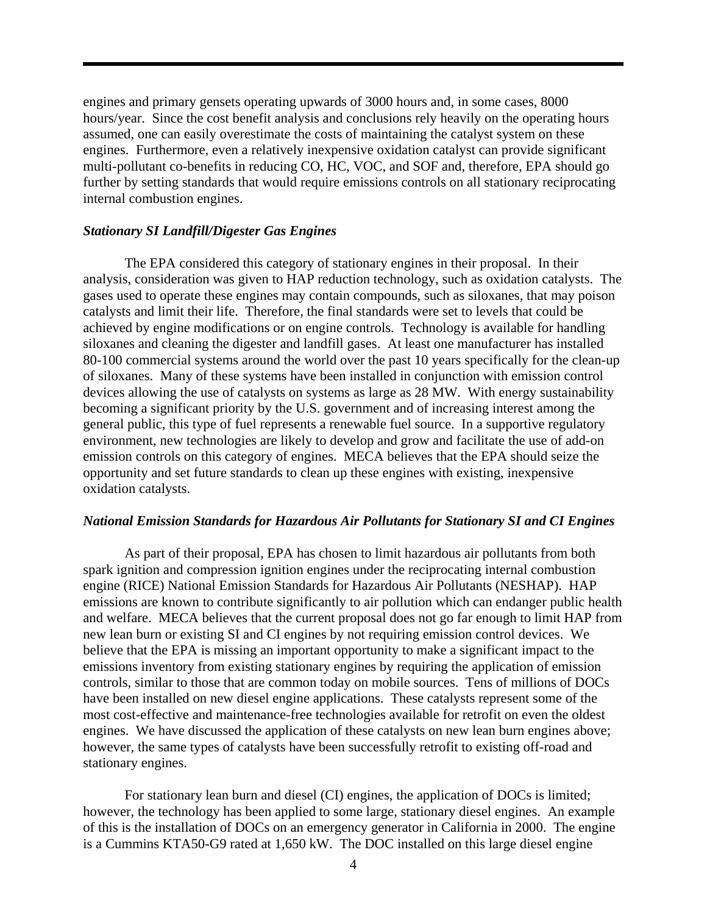engines and primary gensets operating upwards of 3000 hours and, in some cases, 8000 hours/year. Since the cost benefit analysis and conclusions rely heavily on the operating hours assumed, one can easily overestimate the costs of maintaining the catalyst system on these engines. Furthermore, even a relatively inexpensive oxidation catalyst can provide significant multi-pollutant co-benefits in reducing CO, HC, VOC, and SOF and, therefore, EPA should go further by setting standards that would require emissions controls on all stationary reciprocating internal combustion engines.

### *Stationary SI Landfill/Digester Gas Engines*

The EPA considered this category of stationary engines in their proposal. In their analysis, consideration was given to HAP reduction technology, such as oxidation catalysts. The gases used to operate these engines may contain compounds, such as siloxanes, that may poison catalysts and limit their life. Therefore, the final standards were set to levels that could be achieved by engine modifications or on engine controls. Technology is available for handling siloxanes and cleaning the digester and landfill gases. At least one manufacturer has installed 80-100 commercial systems around the world over the past 10 years specifically for the clean-up of siloxanes. Many of these systems have been installed in conjunction with emission control devices allowing the use of catalysts on systems as large as 28 MW. With energy sustainability becoming a significant priority by the U.S. government and of increasing interest among the general public, this type of fuel represents a renewable fuel source. In a supportive regulatory environment, new technologies are likely to develop and grow and facilitate the use of add-on emission controls on this category of engines. MECA believes that the EPA should seize the opportunity and set future standards to clean up these engines with existing, inexpensive oxidation catalysts.

### *National Emission Standards for Hazardous Air Pollutants for Stationary SI and CI Engines*

As part of their proposal, EPA has chosen to limit hazardous air pollutants from both spark ignition and compression ignition engines under the reciprocating internal combustion engine (RICE) National Emission Standards for Hazardous Air Pollutants (NESHAP). HAP emissions are known to contribute significantly to air pollution which can endanger public health and welfare. MECA believes that the current proposal does not go far enough to limit HAP from new lean burn or existing SI and CI engines by not requiring emission control devices. We believe that the EPA is missing an important opportunity to make a significant impact to the emissions inventory from existing stationary engines by requiring the application of emission controls, similar to those that are common today on mobile sources. Tens of millions of DOCs have been installed on new diesel engine applications. These catalysts represent some of the most cost-effective and maintenance-free technologies available for retrofit on even the oldest engines. We have discussed the application of these catalysts on new lean burn engines above; however, the same types of catalysts have been successfully retrofit to existing off-road and stationary engines.

For stationary lean burn and diesel (CI) engines, the application of DOCs is limited; however, the technology has been applied to some large, stationary diesel engines. An example of this is the installation of DOCs on an emergency generator in California in 2000. The engine is a Cummins KTA50-G9 rated at 1,650 kW. The DOC installed on this large diesel engine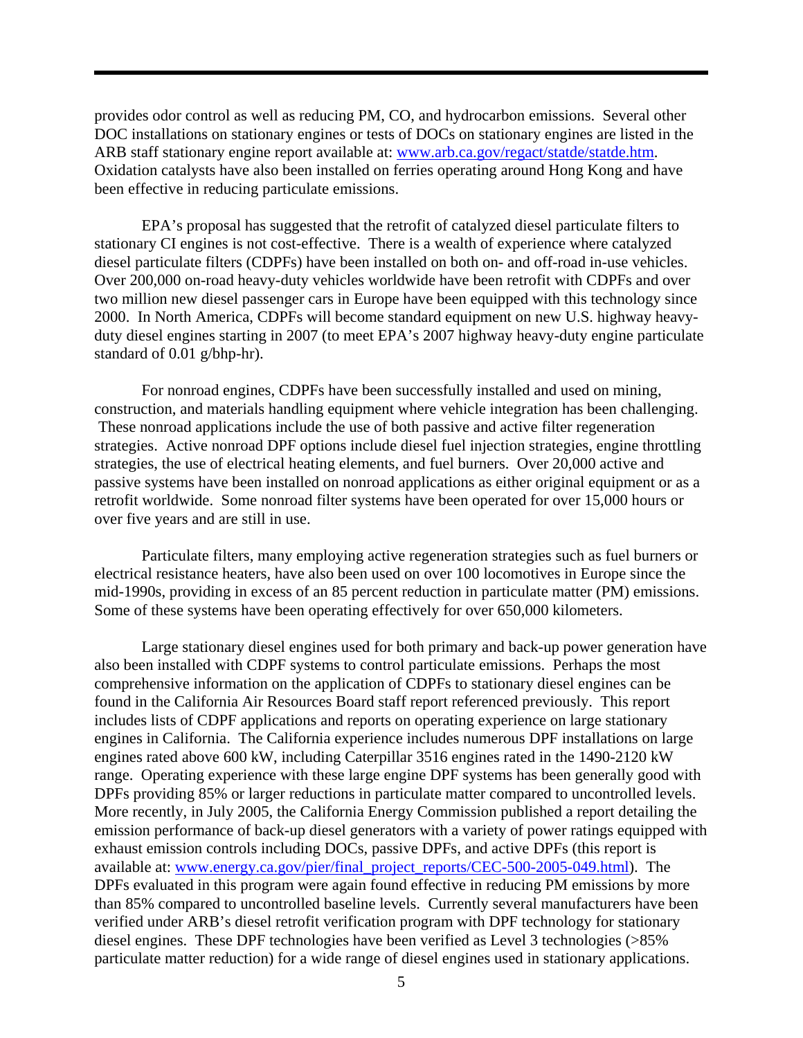provides odor control as well as reducing PM, CO, and hydrocarbon emissions. Several other DOC installations on stationary engines or tests of DOCs on stationary engines are listed in the ARB staff stationary engine report available at: www.arb.ca.gov/regact/statde/statde.htm. Oxidation catalysts have also been installed on ferries operating around Hong Kong and have been effective in reducing particulate emissions.

EPA's proposal has suggested that the retrofit of catalyzed diesel particulate filters to stationary CI engines is not cost-effective. There is a wealth of experience where catalyzed diesel particulate filters (CDPFs) have been installed on both on- and off-road in-use vehicles. Over 200,000 on-road heavy-duty vehicles worldwide have been retrofit with CDPFs and over two million new diesel passenger cars in Europe have been equipped with this technology since 2000. In North America, CDPFs will become standard equipment on new U.S. highway heavy-duty diesel engines starting in 2007 (to meet EPA's 2007 highway heavy-duty engine particulate standard of 0.01 g/bhp-hr).

For nonroad engines, CDPFs have been successfully installed and used on mining, construction, and materials handling equipment where vehicle integration has been challenging. These nonroad applications include the use of both passive and active filter regeneration strategies. Active nonroad DPF options include diesel fuel injection strategies, engine throttling strategies, the use of electrical heating elements, and fuel burners. Over 20,000 active and passive systems have been installed on nonroad applications as either original equipment or as a retrofit worldwide. Some nonroad filter systems have been operated for over 15,000 hours or over five years and are still in use.

Particulate filters, many employing active regeneration strategies such as fuel burners or electrical resistance heaters, have also been used on over 100 locomotives in Europe since the mid-1990s, providing in excess of an 85 percent reduction in particulate matter (PM) emissions. Some of these systems have been operating effectively for over 650,000 kilometers.

Large stationary diesel engines used for both primary and back-up power generation have also been installed with CDPF systems to control particulate emissions. Perhaps the most comprehensive information on the application of CDPFs to stationary diesel engines can be found in the California Air Resources Board staff report referenced previously. This report includes lists of CDPF applications and reports on operating experience on large stationary engines in California. The California experience includes numerous DPF installations on large engines rated above 600 kW, including Caterpillar 3516 engines rated in the 1490-2120 kW range. Operating experience with these large engine DPF systems has been generally good with DPFs providing 85% or larger reductions in particulate matter compared to uncontrolled levels. More recently, in July 2005, the California Energy Commission published a report detailing the emission performance of back-up diesel generators with a variety of power ratings equipped with exhaust emission controls including DOCs, passive DPFs, and active DPFs (this report is available at: www.energy.ca.gov/pier/final_project_reports/CEC-500-2005-049.html). The DPFs evaluated in this program were again found effective in reducing PM emissions by more than 85% compared to uncontrolled baseline levels. Currently several manufacturers have been verified under ARB's diesel retrofit verification program with DPF technology for stationary diesel engines. These DPF technologies have been verified as Level 3 technologies (>85% particulate matter reduction) for a wide range of diesel engines used in stationary applications.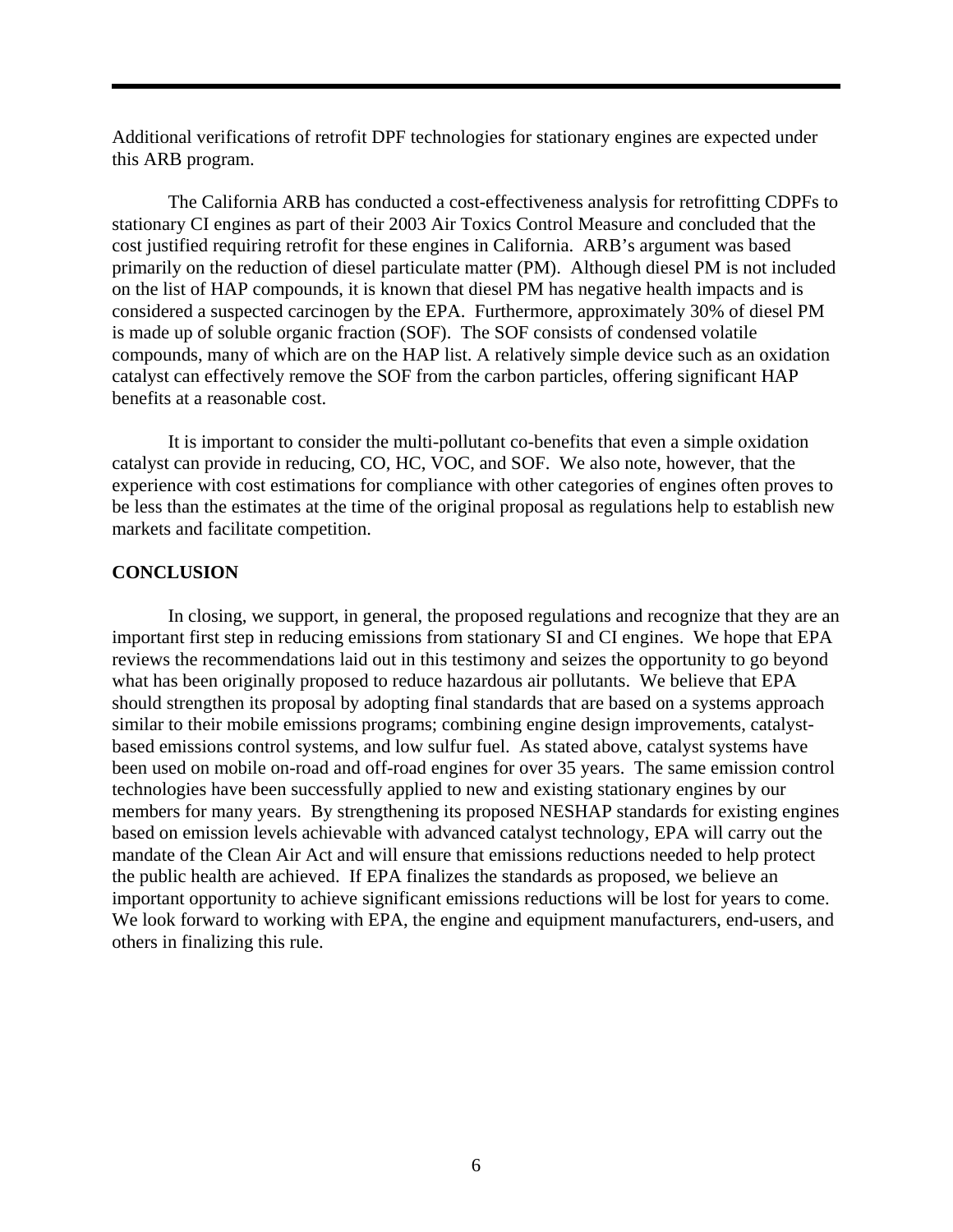Additional verifications of retrofit DPF technologies for stationary engines are expected under this ARB program.

The California ARB has conducted a cost-effectiveness analysis for retrofitting CDPFs to stationary CI engines as part of their 2003 Air Toxics Control Measure and concluded that the cost justified requiring retrofit for these engines in California. ARB's argument was based primarily on the reduction of diesel particulate matter (PM). Although diesel PM is not included on the list of HAP compounds, it is known that diesel PM has negative health impacts and is considered a suspected carcinogen by the EPA. Furthermore, approximately 30% of diesel PM is made up of soluble organic fraction (SOF). The SOF consists of condensed volatile compounds, many of which are on the HAP list. A relatively simple device such as an oxidation catalyst can effectively remove the SOF from the carbon particles, offering significant HAP benefits at a reasonable cost.

It is important to consider the multi-pollutant co-benefits that even a simple oxidation catalyst can provide in reducing, CO, HC, VOC, and SOF. We also note, however, that the experience with cost estimations for compliance with other categories of engines often proves to be less than the estimates at the time of the original proposal as regulations help to establish new markets and facilitate competition.

**CONCLUSION**

In closing, we support, in general, the proposed regulations and recognize that they are an important first step in reducing emissions from stationary SI and CI engines. We hope that EPA reviews the recommendations laid out in this testimony and seizes the opportunity to go beyond what has been originally proposed to reduce hazardous air pollutants. We believe that EPA should strengthen its proposal by adopting final standards that are based on a systems approach similar to their mobile emissions programs; combining engine design improvements, catalyst-based emissions control systems, and low sulfur fuel. As stated above, catalyst systems have been used on mobile on-road and off-road engines for over 35 years. The same emission control technologies have been successfully applied to new and existing stationary engines by our members for many years. By strengthening its proposed NESHAP standards for existing engines based on emission levels achievable with advanced catalyst technology, EPA will carry out the mandate of the Clean Air Act and will ensure that emissions reductions needed to help protect the public health are achieved. If EPA finalizes the standards as proposed, we believe an important opportunity to achieve significant emissions reductions will be lost for years to come. We look forward to working with EPA, the engine and equipment manufacturers, end-users, and others in finalizing this rule.